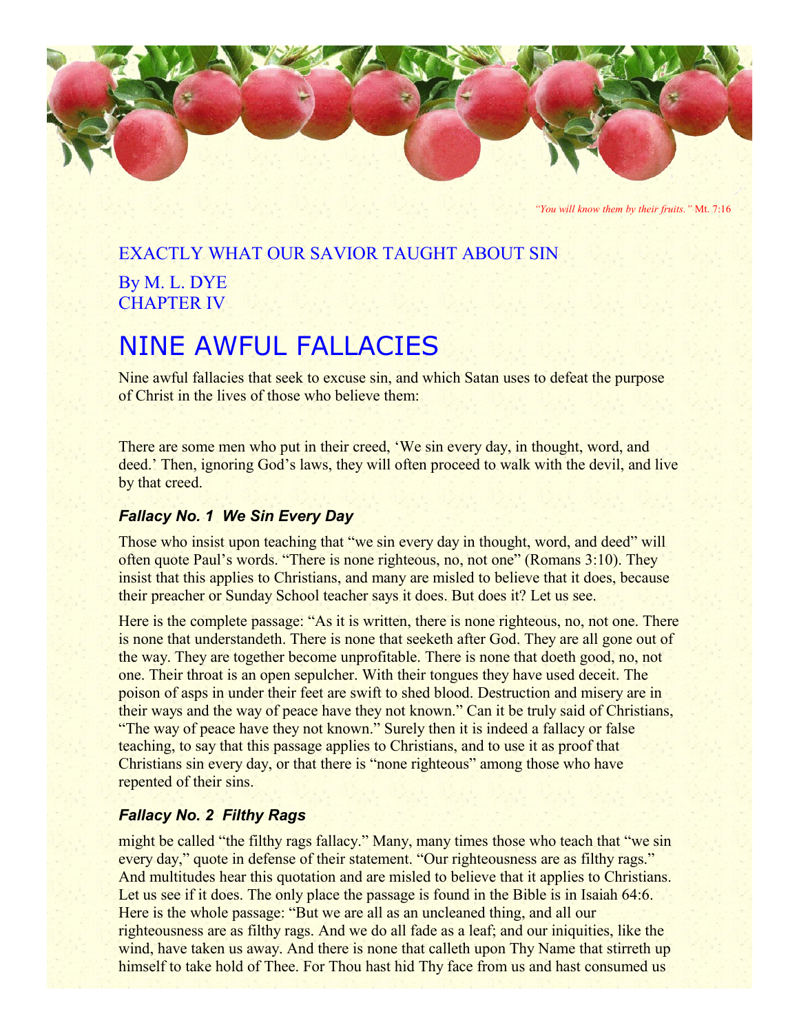*"You will know them by their fruits."* Mt. 7:16

## EXACTLY WHAT OUR SAVIOR TAUGHT ABOUT SIN

By M. L. DYE
CHAPTER IV

# NINE AWFUL FALLACIES

Nine awful fallacies that seek to excuse sin, and which Satan uses to defeat the purpose of Christ in the lives of those who believe them:

There are some men who put in their creed, 'We sin every day, in thought, word, and deed.' Then, ignoring God's laws, they will often proceed to walk with the devil, and live by that creed.

### *Fallacy No. 1 We Sin Every Day*

Those who insist upon teaching that "we sin every day in thought, word, and deed" will often quote Paul's words. "There is none righteous, no, not one" (Romans 3:10). They insist that this applies to Christians, and many are misled to believe that it does, because their preacher or Sunday School teacher says it does. But does it? Let us see.

Here is the complete passage: "As it is written, there is none righteous, no, not one. There is none that understandeth. There is none that seeketh after God. They are all gone out of the way. They are together become unprofitable. There is none that doeth good, no, not one. Their throat is an open sepulcher. With their tongues they have used deceit. The poison of asps in under their feet are swift to shed blood. Destruction and misery are in their ways and the way of peace have they not known." Can it be truly said of Christians, "The way of peace have they not known." Surely then it is indeed a fallacy or false teaching, to say that this passage applies to Christians, and to use it as proof that Christians sin every day, or that there is "none righteous" among those who have repented of their sins.

### *Fallacy No. 2 Filthy Rags*

might be called "the filthy rags fallacy." Many, many times those who teach that "we sin every day," quote in defense of their statement. "Our righteousness are as filthy rags." And multitudes hear this quotation and are misled to believe that it applies to Christians. Let us see if it does. The only place the passage is found in the Bible is in Isaiah 64:6. Here is the whole passage: "But we are all as an uncleaned thing, and all our righteousness are as filthy rags. And we do all fade as a leaf; and our iniquities, like the wind, have taken us away. And there is none that calleth upon Thy Name that stirreth up himself to take hold of Thee. For Thou hast hid Thy face from us and hast consumed us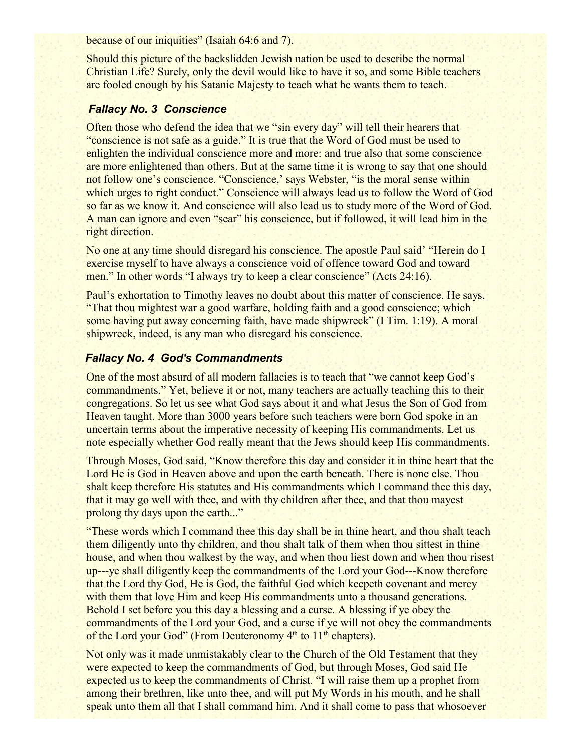because of our iniquities" (Isaiah 64:6 and 7).

Should this picture of the backslidden Jewish nation be used to describe the normal Christian Life? Surely, only the devil would like to have it so, and some Bible teachers are fooled enough by his Satanic Majesty to teach what he wants them to teach.

### *Fallacy No. 3 Conscience*

Often those who defend the idea that we "sin every day" will tell their hearers that "conscience is not safe as a guide." It is true that the Word of God must be used to enlighten the individual conscience more and more: and true also that some conscience are more enlightened than others. But at the same time it is wrong to say that one should not follow one's conscience. "Conscience,' says Webster, "is the moral sense within which urges to right conduct." Conscience will always lead us to follow the Word of God so far as we know it. And conscience will also lead us to study more of the Word of God. A man can ignore and even "sear" his conscience, but if followed, it will lead him in the right direction.

No one at any time should disregard his conscience. The apostle Paul said' "Herein do I exercise myself to have always a conscience void of offence toward God and toward men." In other words "I always try to keep a clear conscience" (Acts 24:16).

Paul's exhortation to Timothy leaves no doubt about this matter of conscience. He says, "That thou mightest war a good warfare, holding faith and a good conscience; which some having put away concerning faith, have made shipwreck" (I Tim. 1:19). A moral shipwreck, indeed, is any man who disregard his conscience.

### *Fallacy No. 4 God's Commandments*

One of the most absurd of all modern fallacies is to teach that "we cannot keep God's commandments." Yet, believe it or not, many teachers are actually teaching this to their congregations. So let us see what God says about it and what Jesus the Son of God from Heaven taught. More than 3000 years before such teachers were born God spoke in an uncertain terms about the imperative necessity of keeping His commandments. Let us note especially whether God really meant that the Jews should keep His commandments.

Through Moses, God said, "Know therefore this day and consider it in thine heart that the Lord He is God in Heaven above and upon the earth beneath. There is none else. Thou shalt keep therefore His statutes and His commandments which I command thee this day, that it may go well with thee, and with thy children after thee, and that thou mayest prolong thy days upon the earth..."

"These words which I command thee this day shall be in thine heart, and thou shalt teach them diligently unto thy children, and thou shalt talk of them when thou sittest in thine house, and when thou walkest by the way, and when thou liest down and when thou risest up---ye shall diligently keep the commandments of the Lord your God---Know therefore that the Lord thy God, He is God, the faithful God which keepeth covenant and mercy with them that love Him and keep His commandments unto a thousand generations. Behold I set before you this day a blessing and a curse. A blessing if ye obey the commandments of the Lord your God, and a curse if ye will not obey the commandments of the Lord your God" (From Deuteronomy 4th to 11th chapters).

Not only was it made unmistakably clear to the Church of the Old Testament that they were expected to keep the commandments of God, but through Moses, God said He expected us to keep the commandments of Christ. "I will raise them up a prophet from among their brethren, like unto thee, and will put My Words in his mouth, and he shall speak unto them all that I shall command him. And it shall come to pass that whosoever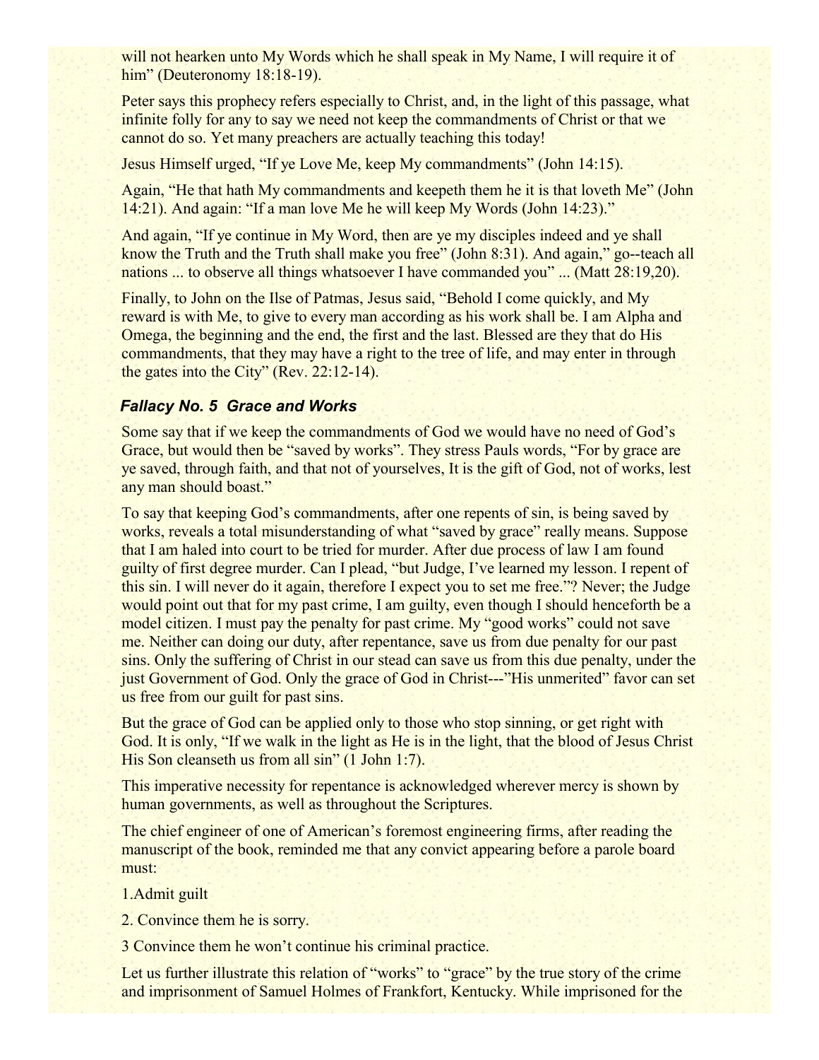will not hearken unto My Words which he shall speak in My Name, I will require it of him" (Deuteronomy 18:18-19).

Peter says this prophecy refers especially to Christ, and, in the light of this passage, what infinite folly for any to say we need not keep the commandments of Christ or that we cannot do so. Yet many preachers are actually teaching this today!

Jesus Himself urged, "If ye Love Me, keep My commandments" (John 14:15).

Again, "He that hath My commandments and keepeth them he it is that loveth Me" (John 14:21). And again: "If a man love Me he will keep My Words (John 14:23)."

And again, "If ye continue in My Word, then are ye my disciples indeed and ye shall know the Truth and the Truth shall make you free" (John 8:31). And again," go--teach all nations ... to observe all things whatsoever I have commanded you" ... (Matt 28:19,20).

Finally, to John on the Ilse of Patmas, Jesus said, "Behold I come quickly, and My reward is with Me, to give to every man according as his work shall be. I am Alpha and Omega, the beginning and the end, the first and the last. Blessed are they that do His commandments, that they may have a right to the tree of life, and may enter in through the gates into the City" (Rev. 22:12-14).

### ***Fallacy No. 5 Grace and Works***

Some say that if we keep the commandments of God we would have no need of God's Grace, but would then be "saved by works". They stress Pauls words, "For by grace are ye saved, through faith, and that not of yourselves, It is the gift of God, not of works, lest any man should boast."

To say that keeping God's commandments, after one repents of sin, is being saved by works, reveals a total misunderstanding of what "saved by grace" really means. Suppose that I am haled into court to be tried for murder. After due process of law I am found guilty of first degree murder. Can I plead, "but Judge, I've learned my lesson. I repent of this sin. I will never do it again, therefore I expect you to set me free."? Never; the Judge would point out that for my past crime, I am guilty, even though I should henceforth be a model citizen. I must pay the penalty for past crime. My "good works" could not save me. Neither can doing our duty, after repentance, save us from due penalty for our past sins. Only the suffering of Christ in our stead can save us from this due penalty, under the just Government of God. Only the grace of God in Christ---"His unmerited" favor can set us free from our guilt for past sins.

But the grace of God can be applied only to those who stop sinning, or get right with God. It is only, "If we walk in the light as He is in the light, that the blood of Jesus Christ His Son cleanseth us from all sin" (1 John 1:7).

This imperative necessity for repentance is acknowledged wherever mercy is shown by human governments, as well as throughout the Scriptures.

The chief engineer of one of American's foremost engineering firms, after reading the manuscript of the book, reminded me that any convict appearing before a parole board must:

1.Admit guilt

2. Convince them he is sorry.

3 Convince them he won't continue his criminal practice.

Let us further illustrate this relation of "works" to "grace" by the true story of the crime and imprisonment of Samuel Holmes of Frankfort, Kentucky. While imprisoned for the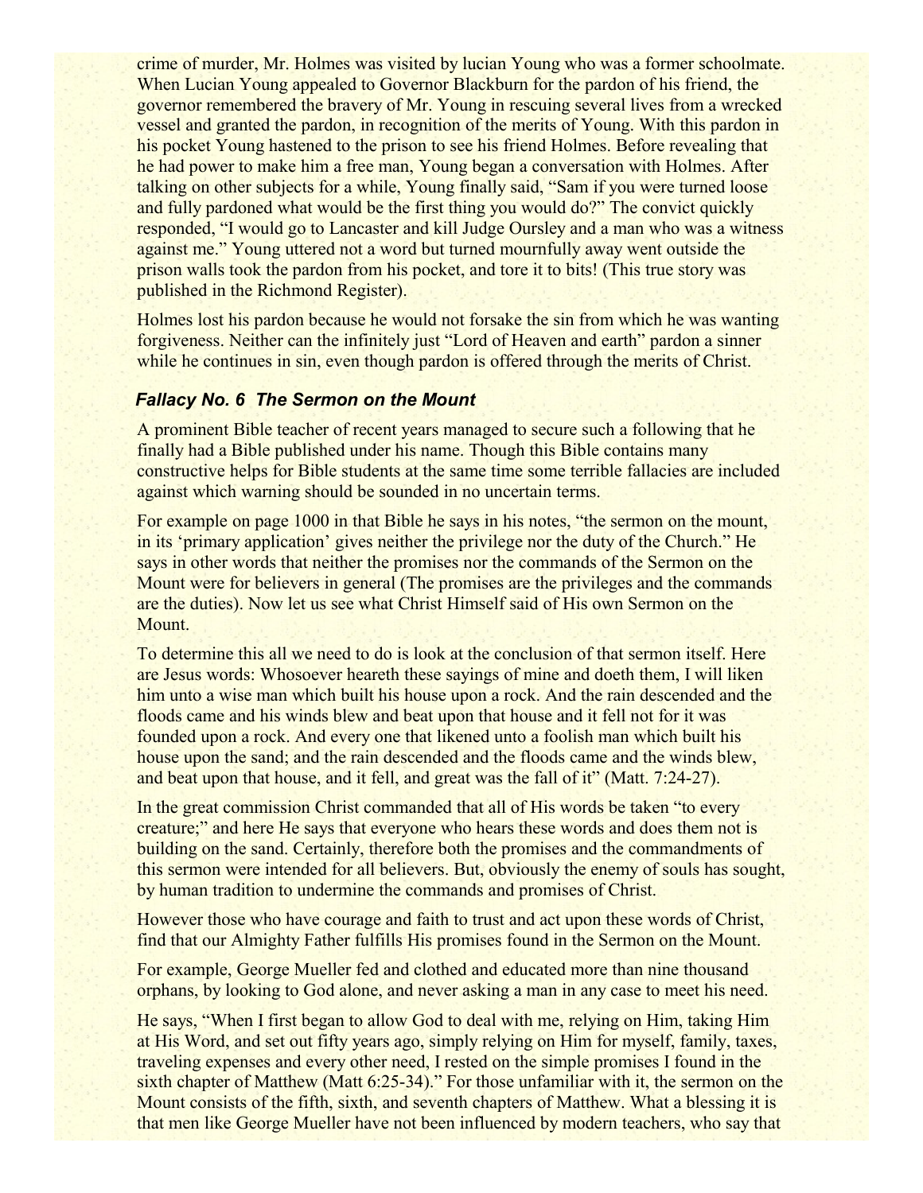crime of murder, Mr. Holmes was visited by lucian Young who was a former schoolmate. When Lucian Young appealed to Governor Blackburn for the pardon of his friend, the governor remembered the bravery of Mr. Young in rescuing several lives from a wrecked vessel and granted the pardon, in recognition of the merits of Young. With this pardon in his pocket Young hastened to the prison to see his friend Holmes. Before revealing that he had power to make him a free man, Young began a conversation with Holmes. After talking on other subjects for a while, Young finally said, "Sam if you were turned loose and fully pardoned what would be the first thing you would do?" The convict quickly responded, "I would go to Lancaster and kill Judge Oursley and a man who was a witness against me." Young uttered not a word but turned mournfully away went outside the prison walls took the pardon from his pocket, and tore it to bits! (This true story was published in the Richmond Register).

Holmes lost his pardon because he would not forsake the sin from which he was wanting forgiveness. Neither can the infinitely just "Lord of Heaven and earth" pardon a sinner while he continues in sin, even though pardon is offered through the merits of Christ.

### *Fallacy No. 6 The Sermon on the Mount*

A prominent Bible teacher of recent years managed to secure such a following that he finally had a Bible published under his name. Though this Bible contains many constructive helps for Bible students at the same time some terrible fallacies are included against which warning should be sounded in no uncertain terms.

For example on page 1000 in that Bible he says in his notes, "the sermon on the mount, in its 'primary application' gives neither the privilege nor the duty of the Church." He says in other words that neither the promises nor the commands of the Sermon on the Mount were for believers in general (The promises are the privileges and the commands are the duties). Now let us see what Christ Himself said of His own Sermon on the Mount.

To determine this all we need to do is look at the conclusion of that sermon itself. Here are Jesus words: Whosoever heareth these sayings of mine and doeth them, I will liken him unto a wise man which built his house upon a rock. And the rain descended and the floods came and his winds blew and beat upon that house and it fell not for it was founded upon a rock. And every one that likened unto a foolish man which built his house upon the sand; and the rain descended and the floods came and the winds blew, and beat upon that house, and it fell, and great was the fall of it" (Matt. 7:24-27).

In the great commission Christ commanded that all of His words be taken "to every creature;" and here He says that everyone who hears these words and does them not is building on the sand. Certainly, therefore both the promises and the commandments of this sermon were intended for all believers. But, obviously the enemy of souls has sought, by human tradition to undermine the commands and promises of Christ.

However those who have courage and faith to trust and act upon these words of Christ, find that our Almighty Father fulfills His promises found in the Sermon on the Mount.

For example, George Mueller fed and clothed and educated more than nine thousand orphans, by looking to God alone, and never asking a man in any case to meet his need.

He says, "When I first began to allow God to deal with me, relying on Him, taking Him at His Word, and set out fifty years ago, simply relying on Him for myself, family, taxes, traveling expenses and every other need, I rested on the simple promises I found in the sixth chapter of Matthew (Matt 6:25-34)." For those unfamiliar with it, the sermon on the Mount consists of the fifth, sixth, and seventh chapters of Matthew. What a blessing it is that men like George Mueller have not been influenced by modern teachers, who say that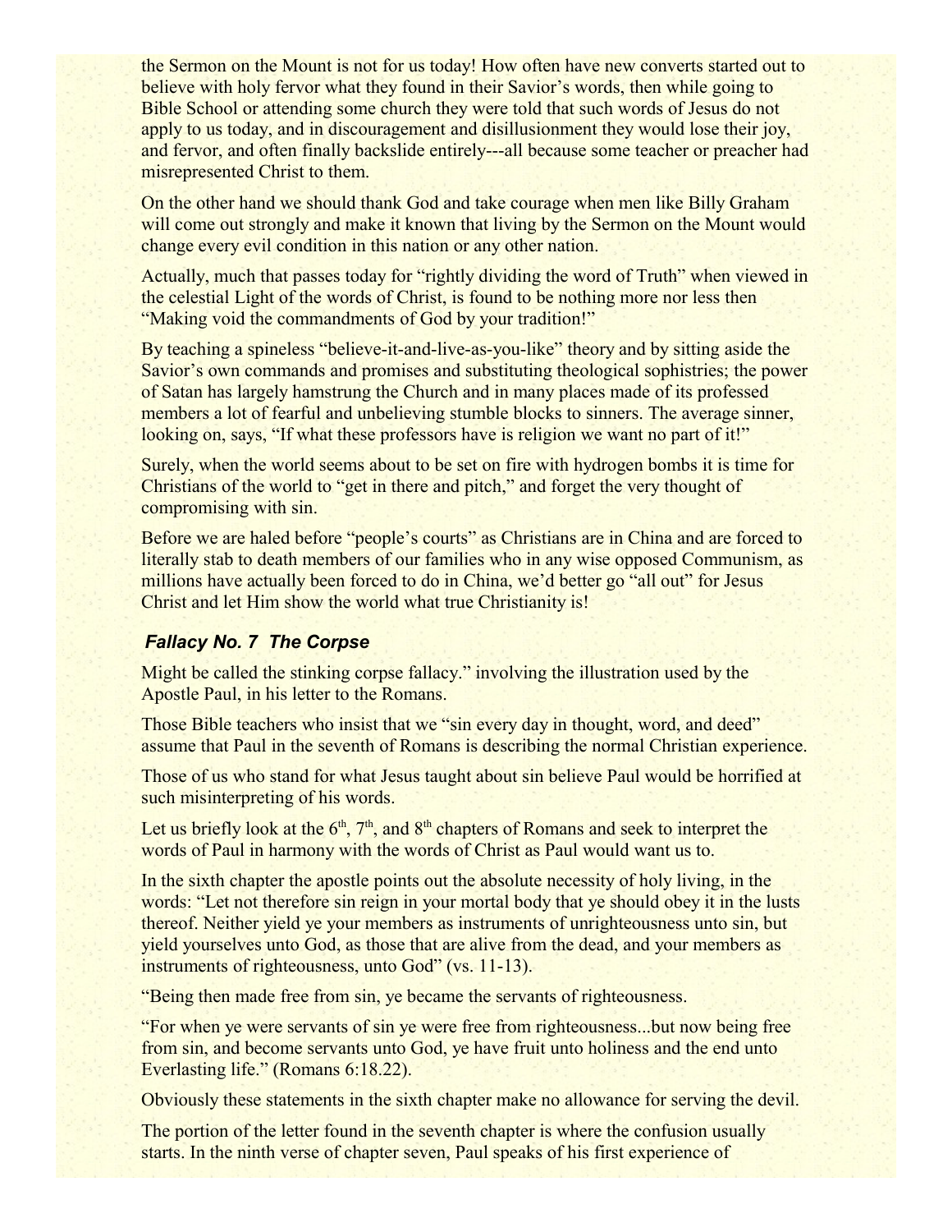the Sermon on the Mount is not for us today! How often have new converts started out to believe with holy fervor what they found in their Savior's words, then while going to Bible School or attending some church they were told that such words of Jesus do not apply to us today, and in discouragement and disillusionment they would lose their joy, and fervor, and often finally backslide entirely---all because some teacher or preacher had misrepresented Christ to them.

On the other hand we should thank God and take courage when men like Billy Graham will come out strongly and make it known that living by the Sermon on the Mount would change every evil condition in this nation or any other nation.

Actually, much that passes today for "rightly dividing the word of Truth" when viewed in the celestial Light of the words of Christ, is found to be nothing more nor less then "Making void the commandments of God by your tradition!"

By teaching a spineless "believe-it-and-live-as-you-like" theory and by sitting aside the Savior's own commands and promises and substituting theological sophistries; the power of Satan has largely hamstrung the Church and in many places made of its professed members a lot of fearful and unbelieving stumble blocks to sinners. The average sinner, looking on, says, "If what these professors have is religion we want no part of it!"

Surely, when the world seems about to be set on fire with hydrogen bombs it is time for Christians of the world to "get in there and pitch," and forget the very thought of compromising with sin.

Before we are haled before "people's courts" as Christians are in China and are forced to literally stab to death members of our families who in any wise opposed Communism, as millions have actually been forced to do in China, we'd better go "all out" for Jesus Christ and let Him show the world what true Christianity is!

### *Fallacy No. 7 The Corpse*

Might be called the stinking corpse fallacy." involving the illustration used by the Apostle Paul, in his letter to the Romans.

Those Bible teachers who insist that we "sin every day in thought, word, and deed" assume that Paul in the seventh of Romans is describing the normal Christian experience.

Those of us who stand for what Jesus taught about sin believe Paul would be horrified at such misinterpreting of his words.

Let us briefly look at the 6th, 7th, and 8th chapters of Romans and seek to interpret the words of Paul in harmony with the words of Christ as Paul would want us to.

In the sixth chapter the apostle points out the absolute necessity of holy living, in the words: "Let not therefore sin reign in your mortal body that ye should obey it in the lusts thereof. Neither yield ye your members as instruments of unrighteousness unto sin, but yield yourselves unto God, as those that are alive from the dead, and your members as instruments of righteousness, unto God" (vs. 11-13).

"Being then made free from sin, ye became the servants of righteousness.

"For when ye were servants of sin ye were free from righteousness...but now being free from sin, and become servants unto God, ye have fruit unto holiness and the end unto Everlasting life." (Romans 6:18.22).

Obviously these statements in the sixth chapter make no allowance for serving the devil.

The portion of the letter found in the seventh chapter is where the confusion usually starts. In the ninth verse of chapter seven, Paul speaks of his first experience of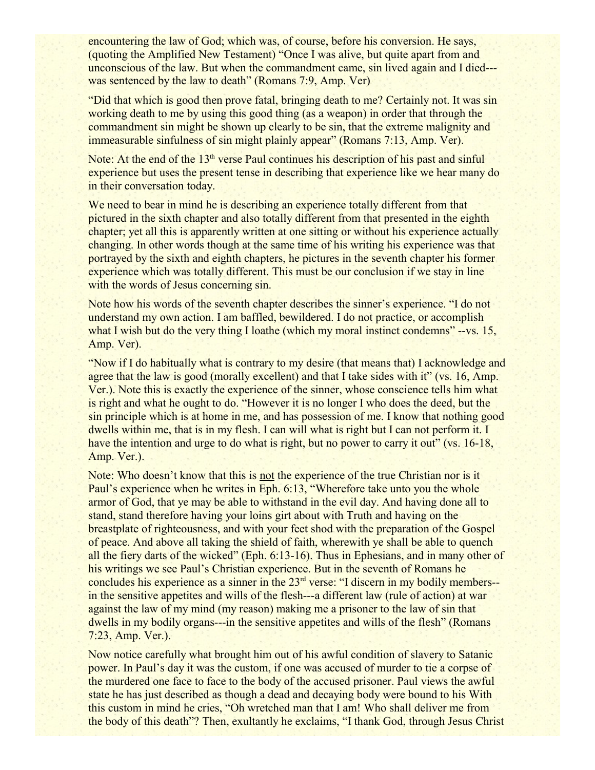encountering the law of God; which was, of course, before his conversion. He says, (quoting the Amplified New Testament) "Once I was alive, but quite apart from and unconscious of the law. But when the commandment came, sin lived again and I died---was sentenced by the law to death" (Romans 7:9, Amp. Ver)

"Did that which is good then prove fatal, bringing death to me? Certainly not. It was sin working death to me by using this good thing (as a weapon) in order that through the commandment sin might be shown up clearly to be sin, that the extreme malignity and immeasurable sinfulness of sin might plainly appear" (Romans 7:13, Amp. Ver).

Note: At the end of the 13th verse Paul continues his description of his past and sinful experience but uses the present tense in describing that experience like we hear many do in their conversation today.

We need to bear in mind he is describing an experience totally different from that pictured in the sixth chapter and also totally different from that presented in the eighth chapter; yet all this is apparently written at one sitting or without his experience actually changing. In other words though at the same time of his writing his experience was that portrayed by the sixth and eighth chapters, he pictures in the seventh chapter his former experience which was totally different. This must be our conclusion if we stay in line with the words of Jesus concerning sin.

Note how his words of the seventh chapter describes the sinner's experience. "I do not understand my own action. I am baffled, bewildered. I do not practice, or accomplish what I wish but do the very thing I loathe (which my moral instinct condemns" --vs. 15, Amp. Ver).

"Now if I do habitually what is contrary to my desire (that means that) I acknowledge and agree that the law is good (morally excellent) and that I take sides with it" (vs. 16, Amp. Ver.). Note this is exactly the experience of the sinner, whose conscience tells him what is right and what he ought to do. "However it is no longer I who does the deed, but the sin principle which is at home in me, and has possession of me. I know that nothing good dwells within me, that is in my flesh. I can will what is right but I can not perform it. I have the intention and urge to do what is right, but no power to carry it out" (vs. 16-18, Amp. Ver.).

Note: Who doesn't know that this is <u>not</u> the experience of the true Christian nor is it Paul's experience when he writes in Eph. 6:13, "Wherefore take unto you the whole armor of God, that ye may be able to withstand in the evil day. And having done all to stand, stand therefore having your loins girt about with Truth and having on the breastplate of righteousness, and with your feet shod with the preparation of the Gospel of peace. And above all taking the shield of faith, wherewith ye shall be able to quench all the fiery darts of the wicked" (Eph. 6:13-16). Thus in Ephesians, and in many other of his writings we see Paul's Christian experience. But in the seventh of Romans he concludes his experience as a sinner in the 23rd verse: "I discern in my bodily members--in the sensitive appetites and wills of the flesh---a different law (rule of action) at war against the law of my mind (my reason) making me a prisoner to the law of sin that dwells in my bodily organs---in the sensitive appetites and wills of the flesh" (Romans 7:23, Amp. Ver.).

Now notice carefully what brought him out of his awful condition of slavery to Satanic power. In Paul's day it was the custom, if one was accused of murder to tie a corpse of the murdered one face to face to the body of the accused prisoner. Paul views the awful state he has just described as though a dead and decaying body were bound to his With this custom in mind he cries, "Oh wretched man that I am! Who shall deliver me from the body of this death"? Then, exultantly he exclaims, "I thank God, through Jesus Christ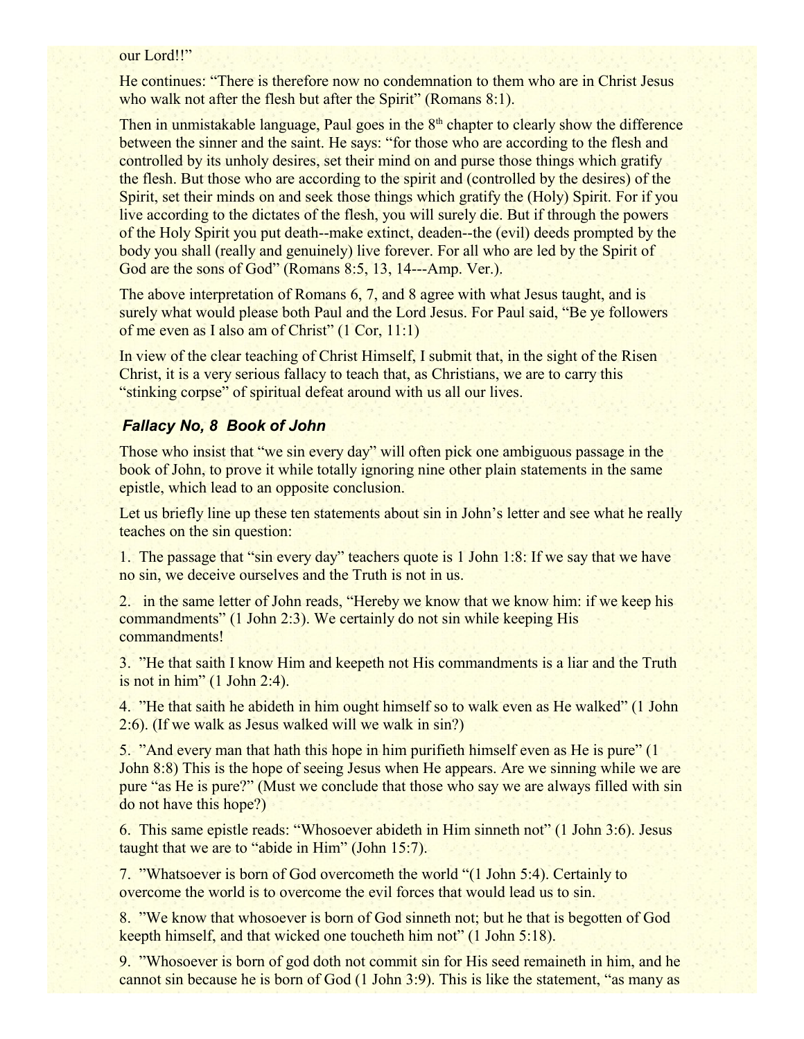our Lord!!"

He continues: "There is therefore now no condemnation to them who are in Christ Jesus who walk not after the flesh but after the Spirit" (Romans 8:1).

Then in unmistakable language, Paul goes in the 8th chapter to clearly show the difference between the sinner and the saint. He says: "for those who are according to the flesh and controlled by its unholy desires, set their mind on and purse those things which gratify the flesh. But those who are according to the spirit and (controlled by the desires) of the Spirit, set their minds on and seek those things which gratify the (Holy) Spirit. For if you live according to the dictates of the flesh, you will surely die. But if through the powers of the Holy Spirit you put death--make extinct, deaden--the (evil) deeds prompted by the body you shall (really and genuinely) live forever. For all who are led by the Spirit of God are the sons of God" (Romans 8:5, 13, 14---Amp. Ver.).

The above interpretation of Romans 6, 7, and 8 agree with what Jesus taught, and is surely what would please both Paul and the Lord Jesus. For Paul said, "Be ye followers of me even as I also am of Christ" (1 Cor, 11:1)

In view of the clear teaching of Christ Himself, I submit that, in the sight of the Risen Christ, it is a very serious fallacy to teach that, as Christians, we are to carry this "stinking corpse" of spiritual defeat around with us all our lives.

### *Fallacy No, 8 Book of John*

Those who insist that "we sin every day" will often pick one ambiguous passage in the book of John, to prove it while totally ignoring nine other plain statements in the same epistle, which lead to an opposite conclusion.

Let us briefly line up these ten statements about sin in John's letter and see what he really teaches on the sin question:

1. The passage that "sin every day" teachers quote is 1 John 1:8: If we say that we have no sin, we deceive ourselves and the Truth is not in us.

2. in the same letter of John reads, "Hereby we know that we know him: if we keep his commandments" (1 John 2:3). We certainly do not sin while keeping His commandments!

3. "He that saith I know Him and keepeth not His commandments is a liar and the Truth is not in him" (1 John 2:4).

4. "He that saith he abideth in him ought himself so to walk even as He walked" (1 John 2:6). (If we walk as Jesus walked will we walk in sin?)

5. "And every man that hath this hope in him purifieth himself even as He is pure" (1 John 8:8) This is the hope of seeing Jesus when He appears. Are we sinning while we are pure "as He is pure?" (Must we conclude that those who say we are always filled with sin do not have this hope?)

6. This same epistle reads: "Whosoever abideth in Him sinneth not" (1 John 3:6). Jesus taught that we are to "abide in Him" (John 15:7).

7. "Whatsoever is born of God overcometh the world "(1 John 5:4). Certainly to overcome the world is to overcome the evil forces that would lead us to sin.

8. "We know that whosoever is born of God sinneth not; but he that is begotten of God keepth himself, and that wicked one toucheth him not" (1 John 5:18).

9. "Whosoever is born of god doth not commit sin for His seed remaineth in him, and he cannot sin because he is born of God (1 John 3:9). This is like the statement, "as many as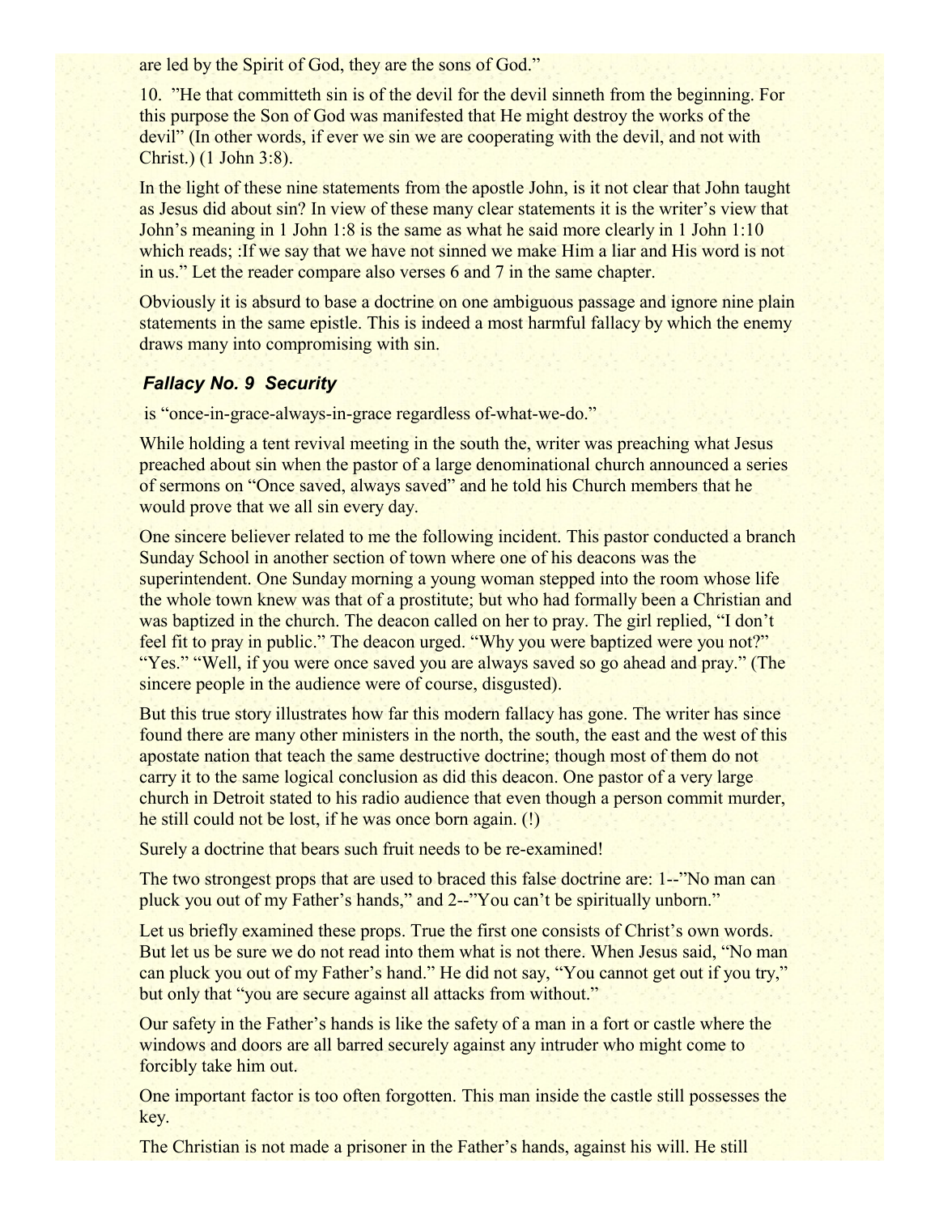are led by the Spirit of God, they are the sons of God."

10. "He that committeth sin is of the devil for the devil sinneth from the beginning. For this purpose the Son of God was manifested that He might destroy the works of the devil" (In other words, if ever we sin we are cooperating with the devil, and not with Christ.) (1 John 3:8).

In the light of these nine statements from the apostle John, is it not clear that John taught as Jesus did about sin? In view of these many clear statements it is the writer's view that John's meaning in 1 John 1:8 is the same as what he said more clearly in 1 John 1:10 which reads; :If we say that we have not sinned we make Him a liar and His word is not in us." Let the reader compare also verses 6 and 7 in the same chapter.

Obviously it is absurd to base a doctrine on one ambiguous passage and ignore nine plain statements in the same epistle. This is indeed a most harmful fallacy by which the enemy draws many into compromising with sin.

### *Fallacy No. 9 Security*

is "once-in-grace-always-in-grace regardless of-what-we-do."

While holding a tent revival meeting in the south the, writer was preaching what Jesus preached about sin when the pastor of a large denominational church announced a series of sermons on "Once saved, always saved" and he told his Church members that he would prove that we all sin every day.

One sincere believer related to me the following incident. This pastor conducted a branch Sunday School in another section of town where one of his deacons was the superintendent. One Sunday morning a young woman stepped into the room whose life the whole town knew was that of a prostitute; but who had formally been a Christian and was baptized in the church. The deacon called on her to pray. The girl replied, "I don't feel fit to pray in public." The deacon urged. "Why you were baptized were you not?" "Yes." "Well, if you were once saved you are always saved so go ahead and pray." (The sincere people in the audience were of course, disgusted).

But this true story illustrates how far this modern fallacy has gone. The writer has since found there are many other ministers in the north, the south, the east and the west of this apostate nation that teach the same destructive doctrine; though most of them do not carry it to the same logical conclusion as did this deacon. One pastor of a very large church in Detroit stated to his radio audience that even though a person commit murder, he still could not be lost, if he was once born again. (!)

Surely a doctrine that bears such fruit needs to be re-examined!

The two strongest props that are used to braced this false doctrine are: 1--"No man can pluck you out of my Father's hands," and 2--"You can't be spiritually unborn."

Let us briefly examined these props. True the first one consists of Christ's own words. But let us be sure we do not read into them what is not there. When Jesus said, "No man can pluck you out of my Father's hand." He did not say, "You cannot get out if you try," but only that "you are secure against all attacks from without."

Our safety in the Father's hands is like the safety of a man in a fort or castle where the windows and doors are all barred securely against any intruder who might come to forcibly take him out.

One important factor is too often forgotten. This man inside the castle still possesses the key.

The Christian is not made a prisoner in the Father's hands, against his will. He still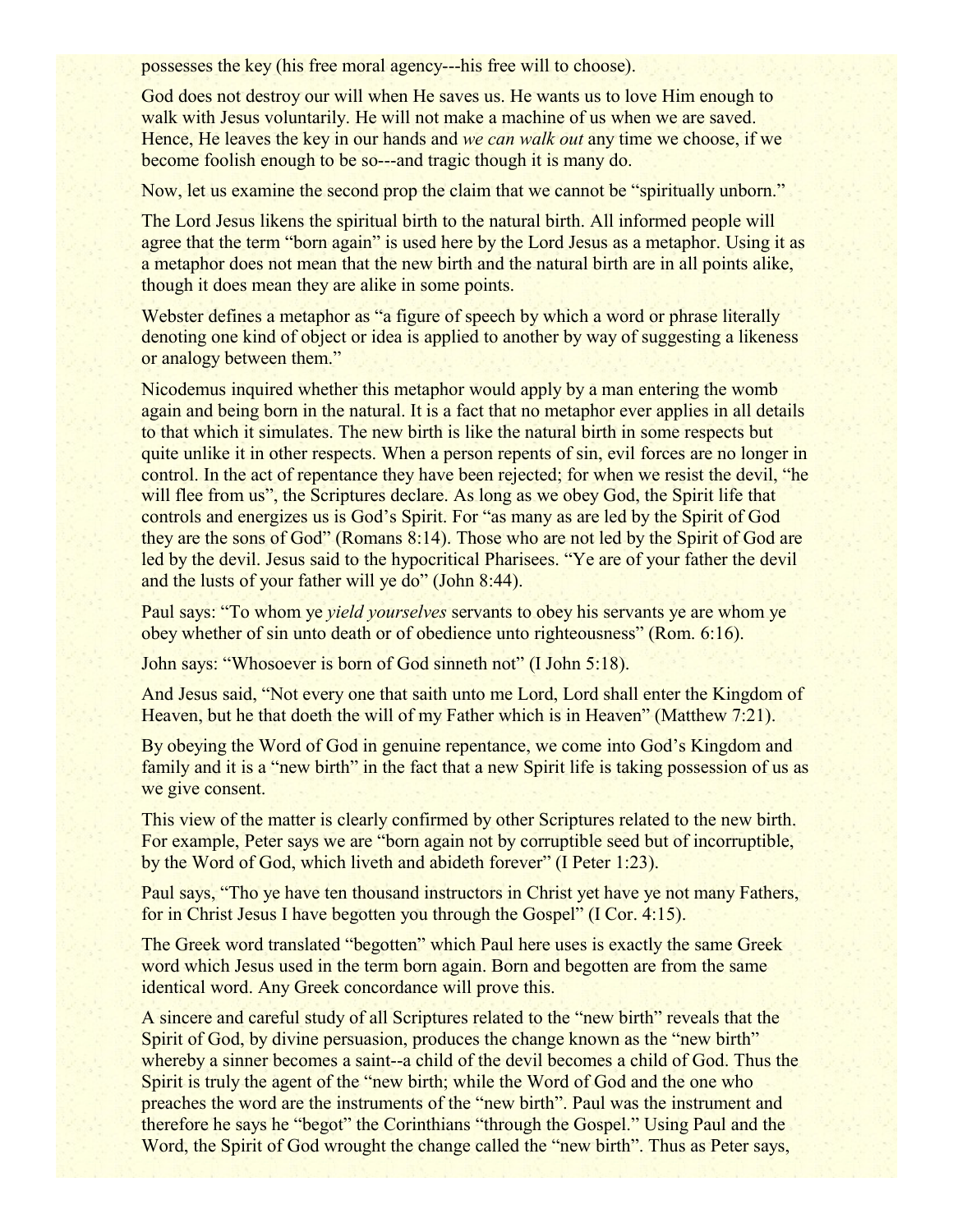possesses the key (his free moral agency---his free will to choose).

God does not destroy our will when He saves us. He wants us to love Him enough to walk with Jesus voluntarily. He will not make a machine of us when we are saved. Hence, He leaves the key in our hands and *we can walk out* any time we choose, if we become foolish enough to be so---and tragic though it is many do.

Now, let us examine the second prop the claim that we cannot be "spiritually unborn."

The Lord Jesus likens the spiritual birth to the natural birth. All informed people will agree that the term "born again" is used here by the Lord Jesus as a metaphor. Using it as a metaphor does not mean that the new birth and the natural birth are in all points alike, though it does mean they are alike in some points.

Webster defines a metaphor as "a figure of speech by which a word or phrase literally denoting one kind of object or idea is applied to another by way of suggesting a likeness or analogy between them."

Nicodemus inquired whether this metaphor would apply by a man entering the womb again and being born in the natural. It is a fact that no metaphor ever applies in all details to that which it simulates. The new birth is like the natural birth in some respects but quite unlike it in other respects. When a person repents of sin, evil forces are no longer in control. In the act of repentance they have been rejected; for when we resist the devil, "he will flee from us", the Scriptures declare. As long as we obey God, the Spirit life that controls and energizes us is God's Spirit. For "as many as are led by the Spirit of God they are the sons of God" (Romans 8:14). Those who are not led by the Spirit of God are led by the devil. Jesus said to the hypocritical Pharisees. "Ye are of your father the devil and the lusts of your father will ye do" (John 8:44).

Paul says: "To whom ye *yield yourselves* servants to obey his servants ye are whom ye obey whether of sin unto death or of obedience unto righteousness" (Rom. 6:16).

John says: "Whosoever is born of God sinneth not" (I John 5:18).

And Jesus said, "Not every one that saith unto me Lord, Lord shall enter the Kingdom of Heaven, but he that doeth the will of my Father which is in Heaven" (Matthew 7:21).

By obeying the Word of God in genuine repentance, we come into God's Kingdom and family and it is a "new birth" in the fact that a new Spirit life is taking possession of us as we give consent.

This view of the matter is clearly confirmed by other Scriptures related to the new birth. For example, Peter says we are "born again not by corruptible seed but of incorruptible, by the Word of God, which liveth and abideth forever" (I Peter 1:23).

Paul says, "Tho ye have ten thousand instructors in Christ yet have ye not many Fathers, for in Christ Jesus I have begotten you through the Gospel" (I Cor. 4:15).

The Greek word translated "begotten" which Paul here uses is exactly the same Greek word which Jesus used in the term born again. Born and begotten are from the same identical word. Any Greek concordance will prove this.

A sincere and careful study of all Scriptures related to the "new birth" reveals that the Spirit of God, by divine persuasion, produces the change known as the "new birth" whereby a sinner becomes a saint--a child of the devil becomes a child of God. Thus the Spirit is truly the agent of the "new birth; while the Word of God and the one who preaches the word are the instruments of the "new birth". Paul was the instrument and therefore he says he "begot" the Corinthians "through the Gospel." Using Paul and the Word, the Spirit of God wrought the change called the "new birth". Thus as Peter says,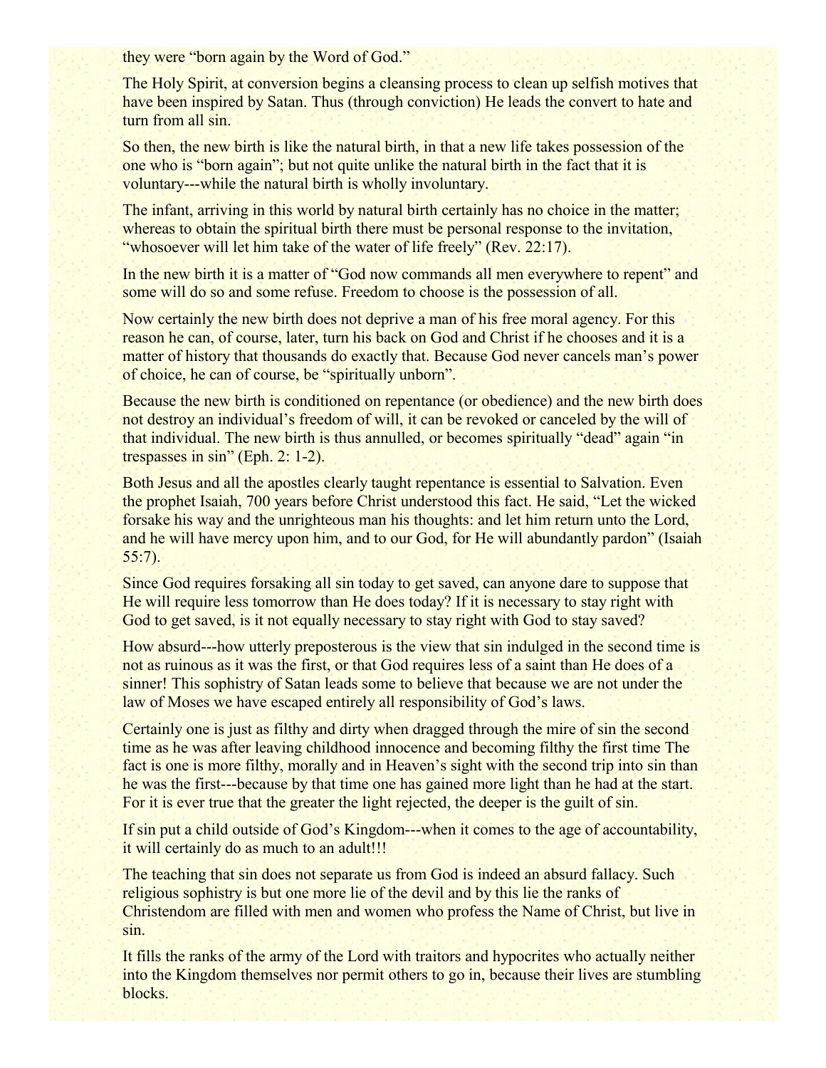they were "born again by the Word of God."

The Holy Spirit, at conversion begins a cleansing process to clean up selfish motives that have been inspired by Satan. Thus (through conviction) He leads the convert to hate and turn from all sin.

So then, the new birth is like the natural birth, in that a new life takes possession of the one who is "born again"; but not quite unlike the natural birth in the fact that it is voluntary---while the natural birth is wholly involuntary.

The infant, arriving in this world by natural birth certainly has no choice in the matter; whereas to obtain the spiritual birth there must be personal response to the invitation, "whosoever will let him take of the water of life freely" (Rev. 22:17).

In the new birth it is a matter of "God now commands all men everywhere to repent" and some will do so and some refuse. Freedom to choose is the possession of all.

Now certainly the new birth does not deprive a man of his free moral agency. For this reason he can, of course, later, turn his back on God and Christ if he chooses and it is a matter of history that thousands do exactly that. Because God never cancels man's power of choice, he can of course, be "spiritually unborn".

Because the new birth is conditioned on repentance (or obedience) and the new birth does not destroy an individual's freedom of will, it can be revoked or canceled by the will of that individual. The new birth is thus annulled, or becomes spiritually "dead" again "in trespasses in sin" (Eph. 2: 1-2).

Both Jesus and all the apostles clearly taught repentance is essential to Salvation. Even the prophet Isaiah, 700 years before Christ understood this fact. He said, "Let the wicked forsake his way and the unrighteous man his thoughts: and let him return unto the Lord, and he will have mercy upon him, and to our God, for He will abundantly pardon" (Isaiah 55:7).

Since God requires forsaking all sin today to get saved, can anyone dare to suppose that He will require less tomorrow than He does today? If it is necessary to stay right with God to get saved, is it not equally necessary to stay right with God to stay saved?

How absurd---how utterly preposterous is the view that sin indulged in the second time is not as ruinous as it was the first, or that God requires less of a saint than He does of a sinner! This sophistry of Satan leads some to believe that because we are not under the law of Moses we have escaped entirely all responsibility of God's laws.

Certainly one is just as filthy and dirty when dragged through the mire of sin the second time as he was after leaving childhood innocence and becoming filthy the first time The fact is one is more filthy, morally and in Heaven's sight with the second trip into sin than he was the first---because by that time one has gained more light than he had at the start. For it is ever true that the greater the light rejected, the deeper is the guilt of sin.

If sin put a child outside of God's Kingdom---when it comes to the age of accountability, it will certainly do as much to an adult!!!

The teaching that sin does not separate us from God is indeed an absurd fallacy. Such religious sophistry is but one more lie of the devil and by this lie the ranks of Christendom are filled with men and women who profess the Name of Christ, but live in sin.

It fills the ranks of the army of the Lord with traitors and hypocrites who actually neither into the Kingdom themselves nor permit others to go in, because their lives are stumbling blocks.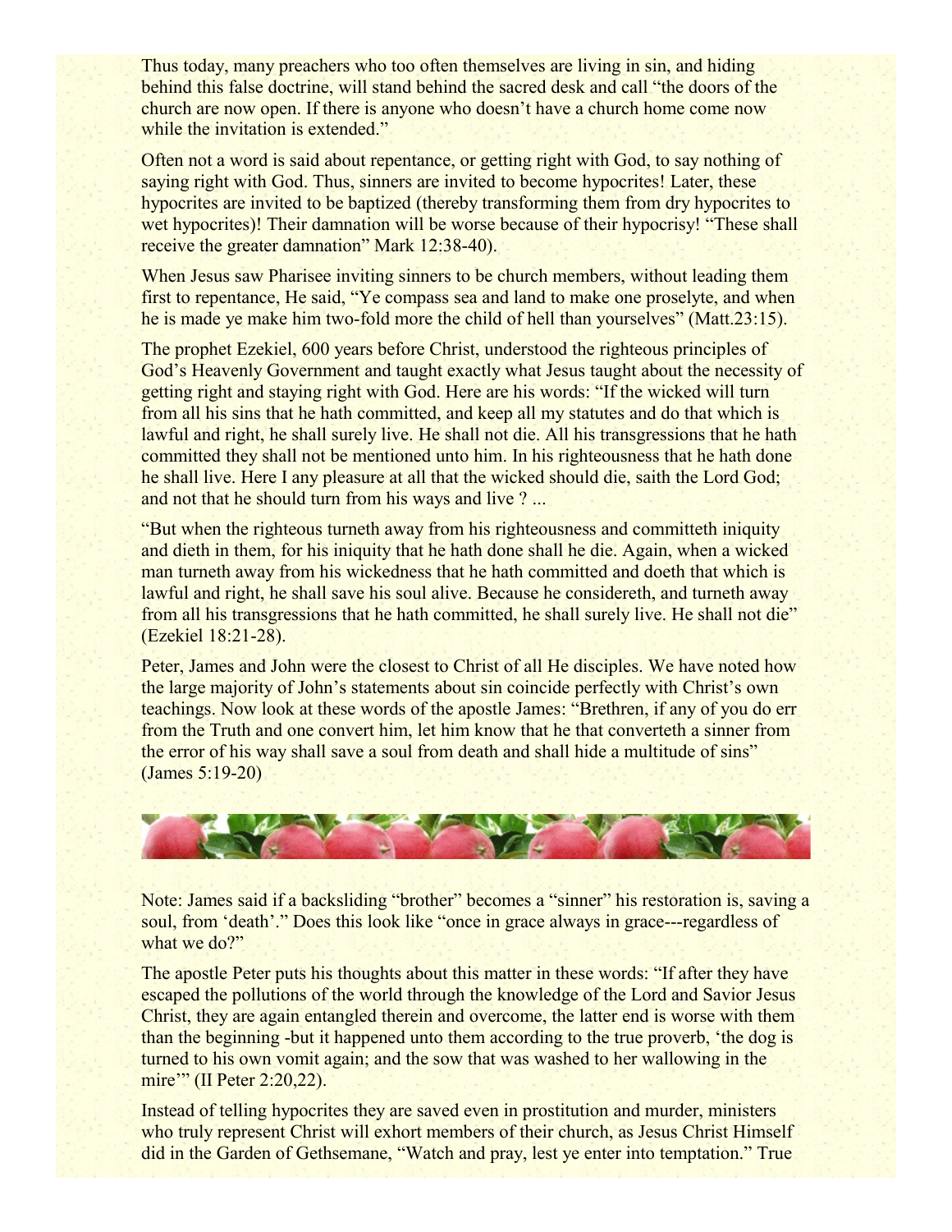Thus today, many preachers who too often themselves are living in sin, and hiding behind this false doctrine, will stand behind the sacred desk and call "the doors of the church are now open. If there is anyone who doesn't have a church home come now while the invitation is extended."

Often not a word is said about repentance, or getting right with God, to say nothing of saying right with God. Thus, sinners are invited to become hypocrites! Later, these hypocrites are invited to be baptized (thereby transforming them from dry hypocrites to wet hypocrites)! Their damnation will be worse because of their hypocrisy! "These shall receive the greater damnation" Mark 12:38-40).

When Jesus saw Pharisee inviting sinners to be church members, without leading them first to repentance, He said, "Ye compass sea and land to make one proselyte, and when he is made ye make him two-fold more the child of hell than yourselves" (Matt.23:15).

The prophet Ezekiel, 600 years before Christ, understood the righteous principles of God's Heavenly Government and taught exactly what Jesus taught about the necessity of getting right and staying right with God. Here are his words: "If the wicked will turn from all his sins that he hath committed, and keep all my statutes and do that which is lawful and right, he shall surely live. He shall not die. All his transgressions that he hath committed they shall not be mentioned unto him. In his righteousness that he hath done he shall live. Here I any pleasure at all that the wicked should die, saith the Lord God; and not that he should turn from his ways and live ? ...

"But when the righteous turneth away from his righteousness and committeth iniquity and dieth in them, for his iniquity that he hath done shall he die. Again, when a wicked man turneth away from his wickedness that he hath committed and doeth that which is lawful and right, he shall save his soul alive. Because he considereth, and turneth away from all his transgressions that he hath committed, he shall surely live. He shall not die" (Ezekiel 18:21-28).

Peter, James and John were the closest to Christ of all He disciples. We have noted how the large majority of John's statements about sin coincide perfectly with Christ's own teachings. Now look at these words of the apostle James: "Brethren, if any of you do err from the Truth and one convert him, let him know that he that converteth a sinner from the error of his way shall save a soul from death and shall hide a multitude of sins" (James 5:19-20)

Note: James said if a backsliding "brother" becomes a "sinner" his restoration is, saving a soul, from 'death'." Does this look like "once in grace always in grace---regardless of what we do?"

The apostle Peter puts his thoughts about this matter in these words: "If after they have escaped the pollutions of the world through the knowledge of the Lord and Savior Jesus Christ, they are again entangled therein and overcome, the latter end is worse with them than the beginning -but it happened unto them according to the true proverb, 'the dog is turned to his own vomit again; and the sow that was washed to her wallowing in the mire'" (II Peter 2:20,22).

Instead of telling hypocrites they are saved even in prostitution and murder, ministers who truly represent Christ will exhort members of their church, as Jesus Christ Himself did in the Garden of Gethsemane, "Watch and pray, lest ye enter into temptation." True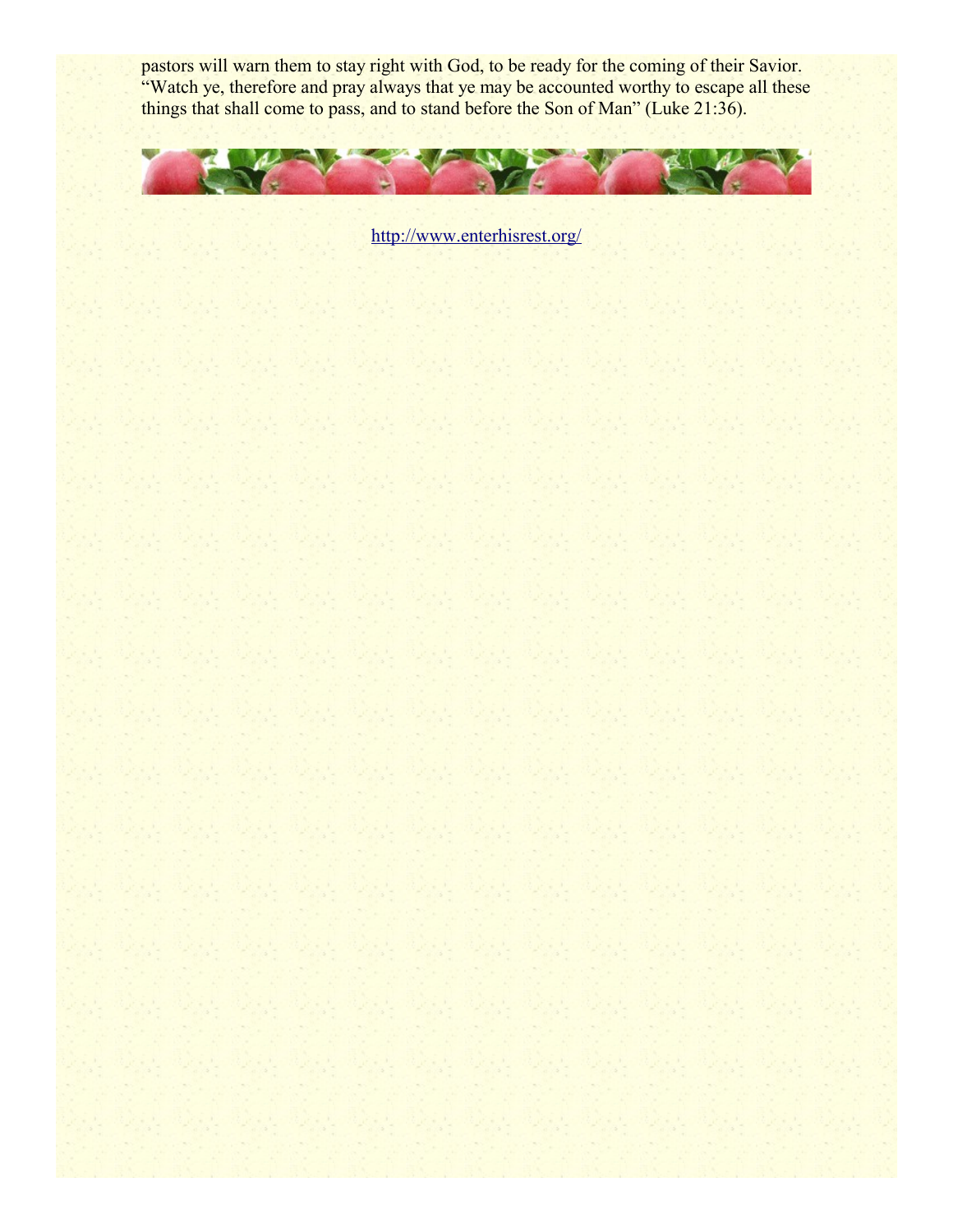pastors will warn them to stay right with God, to be ready for the coming of their Savior. "Watch ye, therefore and pray always that ye may be accounted worthy to escape all these things that shall come to pass, and to stand before the Son of Man" (Luke 21:36).

http://www.enterhisrest.org/